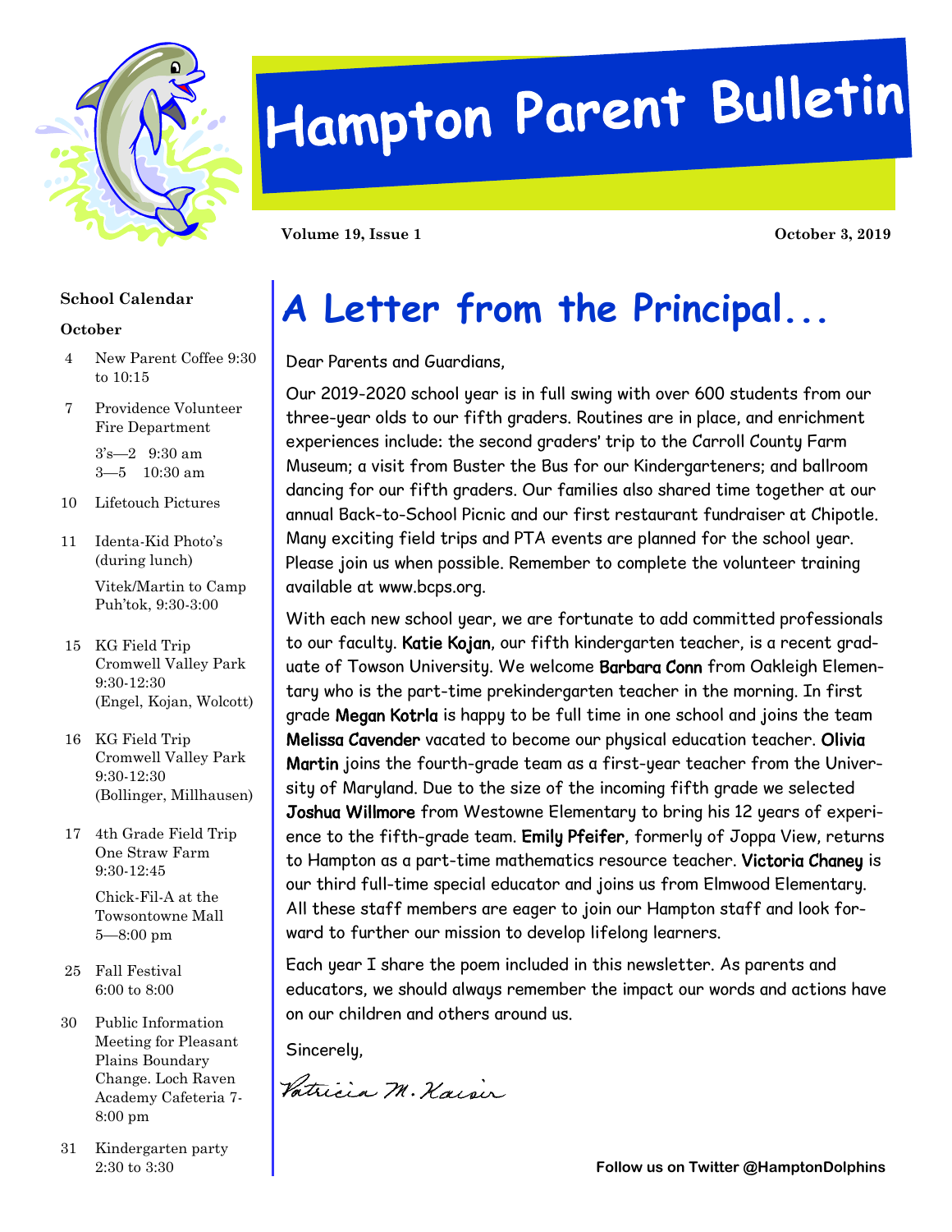# Hampton Parent Bulletin

**Volume 19, Issue 1** **October 3, 2019**

## School Calendar

**October**

- 4 New Parent Coffee 9:30 to 10:15
- 7 Providence Volunteer Fire Department
  3's—2 9:30 am
  3—5 10:30 am
- 10 Lifetouch Pictures
- 11 Identa-Kid Photo's (during lunch)
  Vitek/Martin to Camp Puh'tok, 9:30-3:00
- 15 KG Field Trip Cromwell Valley Park 9:30-12:30 (Engel, Kojan, Wolcott)
- 16 KG Field Trip Cromwell Valley Park 9:30-12:30 (Bollinger, Millhausen)
- 17 4th Grade Field Trip One Straw Farm 9:30-12:45
  Chick-Fil-A at the Towsontowne Mall 5—8:00 pm
- 25 Fall Festival 6:00 to 8:00
- 30 Public Information Meeting for Pleasant Plains Boundary Change. Loch Raven Academy Cafeteria 7-8:00 pm
- 31 Kindergarten party 2:30 to 3:30

# A Letter from the Principal...

Dear Parents and Guardians,

Our 2019-2020 school year is in full swing with over 600 students from our three-year olds to our fifth graders. Routines are in place, and enrichment experiences include: the second graders' trip to the Carroll County Farm Museum; a visit from Buster the Bus for our Kindergarteners; and ballroom dancing for our fifth graders. Our families also shared time together at our annual Back-to-School Picnic and our first restaurant fundraiser at Chipotle. Many exciting field trips and PTA events are planned for the school year. Please join us when possible. Remember to complete the volunteer training available at www.bcps.org.

With each new school year, we are fortunate to add committed professionals to our faculty. **Katie Kojan**, our fifth kindergarten teacher, is a recent graduate of Towson University. We welcome **Barbara Conn** from Oakleigh Elementary who is the part-time prekindergarten teacher in the morning. In first grade **Megan Kotrla** is happy to be full time in one school and joins the team **Melissa Cavender** vacated to become our physical education teacher. **Olivia Martin** joins the fourth-grade team as a first-year teacher from the University of Maryland. Due to the size of the incoming fifth grade we selected **Joshua Willmore** from Westowne Elementary to bring his 12 years of experience to the fifth-grade team. **Emily Pfeifer**, formerly of Joppa View, returns to Hampton as a part-time mathematics resource teacher. **Victoria Chaney** is our third full-time special educator and joins us from Elmwood Elementary. All these staff members are eager to join our Hampton staff and look forward to further our mission to develop lifelong learners.

Each year I share the poem included in this newsletter. As parents and educators, we should always remember the impact our words and actions have on our children and others around us.

Sincerely,

*Patricia M. Kaiser*

**Follow us on Twitter @HamptonDolphins**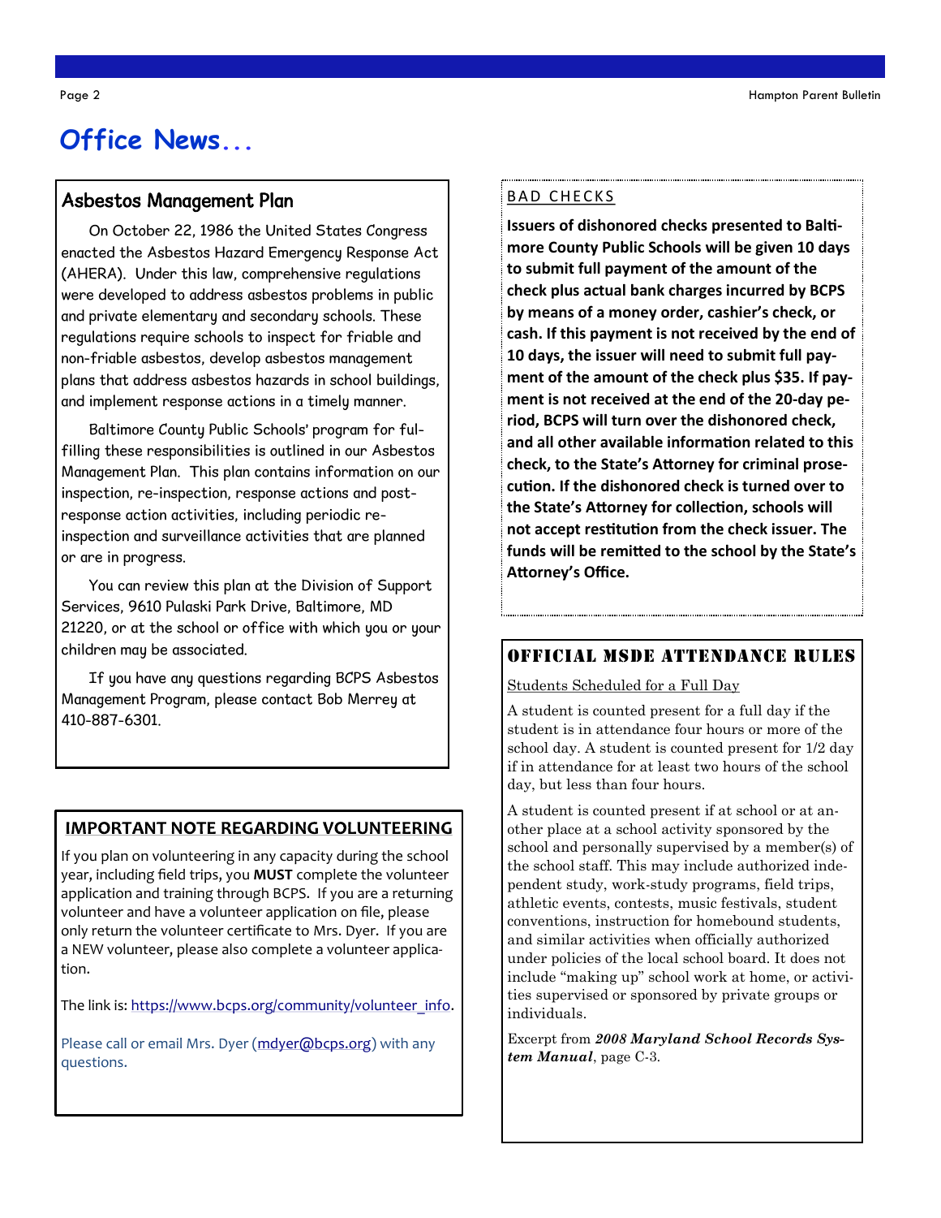# Office News...

## Asbestos Management Plan

On October 22, 1986 the United States Congress enacted the Asbestos Hazard Emergency Response Act (AHERA). Under this law, comprehensive regulations were developed to address asbestos problems in public and private elementary and secondary schools. These regulations require schools to inspect for friable and non-friable asbestos, develop asbestos management plans that address asbestos hazards in school buildings, and implement response actions in a timely manner.

Baltimore County Public Schools' program for fulfilling these responsibilities is outlined in our Asbestos Management Plan. This plan contains information on our inspection, re-inspection, response actions and post-response action activities, including periodic re-inspection and surveillance activities that are planned or are in progress.

You can review this plan at the Division of Support Services, 9610 Pulaski Park Drive, Baltimore, MD 21220, or at the school or office with which you or your children may be associated.

If you have any questions regarding BCPS Asbestos Management Program, please contact Bob Merrey at 410-887-6301.

## IMPORTANT NOTE REGARDING VOLUNTEERING

If you plan on volunteering in any capacity during the school year, including field trips, you **MUST** complete the volunteer application and training through BCPS. If you are a returning volunteer and have a volunteer application on file, please only return the volunteer certificate to Mrs. Dyer. If you are a NEW volunteer, please also complete a volunteer application.

The link is: https://www.bcps.org/community/volunteer_info.

Please call or email Mrs. Dyer (mdyer@bcps.org) with any questions.

## BAD CHECKS

**Issuers of dishonored checks presented to Baltimore County Public Schools will be given 10 days to submit full payment of the amount of the check plus actual bank charges incurred by BCPS by means of a money order, cashier's check, or cash. If this payment is not received by the end of 10 days, the issuer will need to submit full payment of the amount of the check plus $35. If payment is not received at the end of the 20-day period, BCPS will turn over the dishonored check, and all other available information related to this check, to the State's Attorney for criminal prosecution. If the dishonored check is turned over to the State's Attorney for collection, schools will not accept restitution from the check issuer. The funds will be remitted to the school by the State's Attorney's Office.**

## OFFICIAL MSDE ATTENDANCE RULES

Students Scheduled for a Full Day

A student is counted present for a full day if the student is in attendance four hours or more of the school day. A student is counted present for 1/2 day if in attendance for at least two hours of the school day, but less than four hours.

A student is counted present if at school or at another place at a school activity sponsored by the school and personally supervised by a member(s) of the school staff. This may include authorized independent study, work-study programs, field trips, athletic events, contests, music festivals, student conventions, instruction for homebound students, and similar activities when officially authorized under policies of the local school board. It does not include "making up" school work at home, or activities supervised or sponsored by private groups or individuals.

Excerpt from ***2008 Maryland School Records System Manual***, page C-3.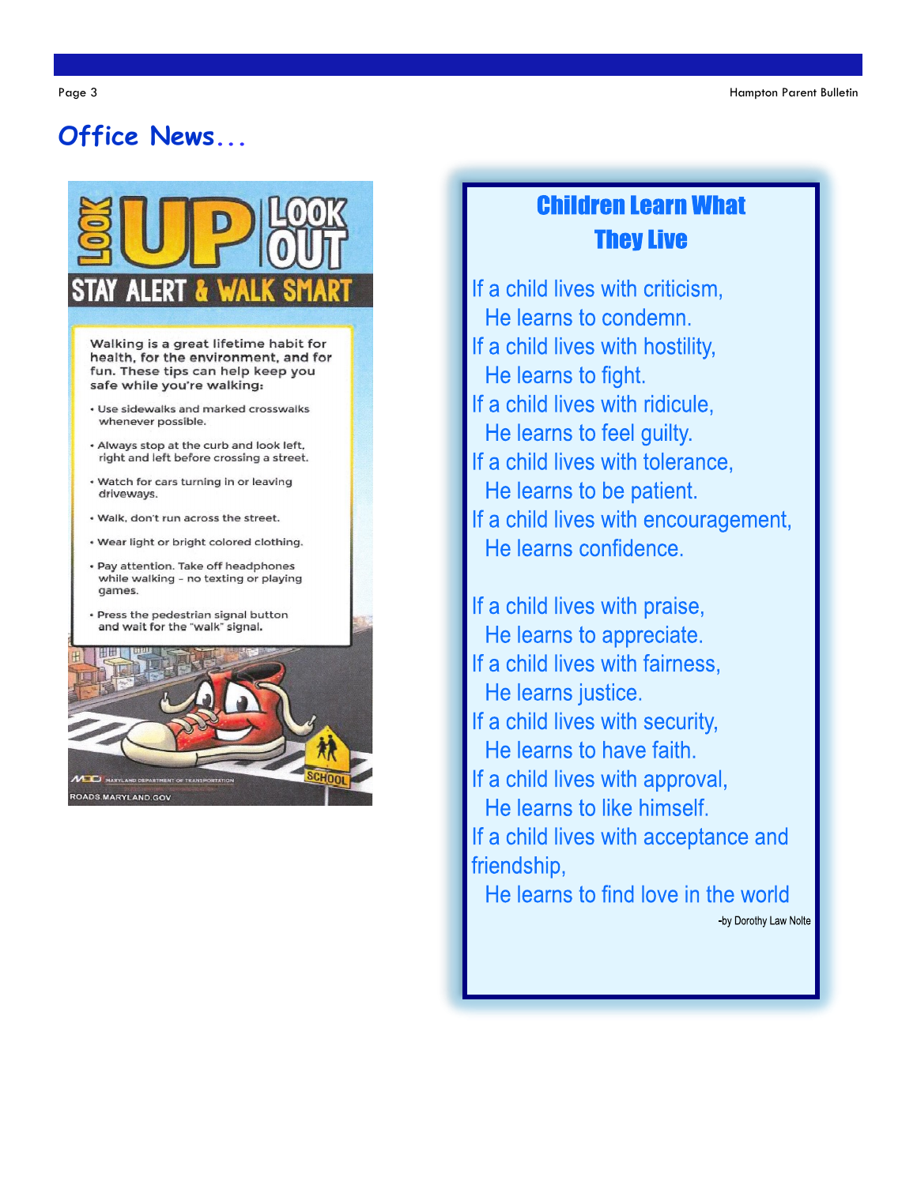# Office News...

## LOOK UP LOOK OUT

**STAY ALERT & WALK SMART**

Walking is a great lifetime habit for health, for the environment, and for fun. These tips can help keep you safe while you're walking:

- Use sidewalks and marked crosswalks whenever possible.
- Always stop at the curb and look left, right and left before crossing a street.
- Watch for cars turning in or leaving driveways.
- Walk, don't run across the street.
- Wear light or bright colored clothing.
- Pay attention. Take off headphones while walking – no texting or playing games.
- Press the pedestrian signal button and wait for the "walk" signal.

MARYLAND DEPARTMENT OF TRANSPORTATION

ROADS.MARYLAND.GOV

## Children Learn What They Live

If a child lives with criticism,
He learns to condemn.
If a child lives with hostility,
He learns to fight.
If a child lives with ridicule,
He learns to feel guilty.
If a child lives with tolerance,
He learns to be patient.
If a child lives with encouragement,
He learns confidence.

If a child lives with praise,
He learns to appreciate.
If a child lives with fairness,
He learns justice.
If a child lives with security,
He learns to have faith.
If a child lives with approval,
He learns to like himself.
If a child lives with acceptance and friendship,
He learns to find love in the world

-by Dorothy Law Nolte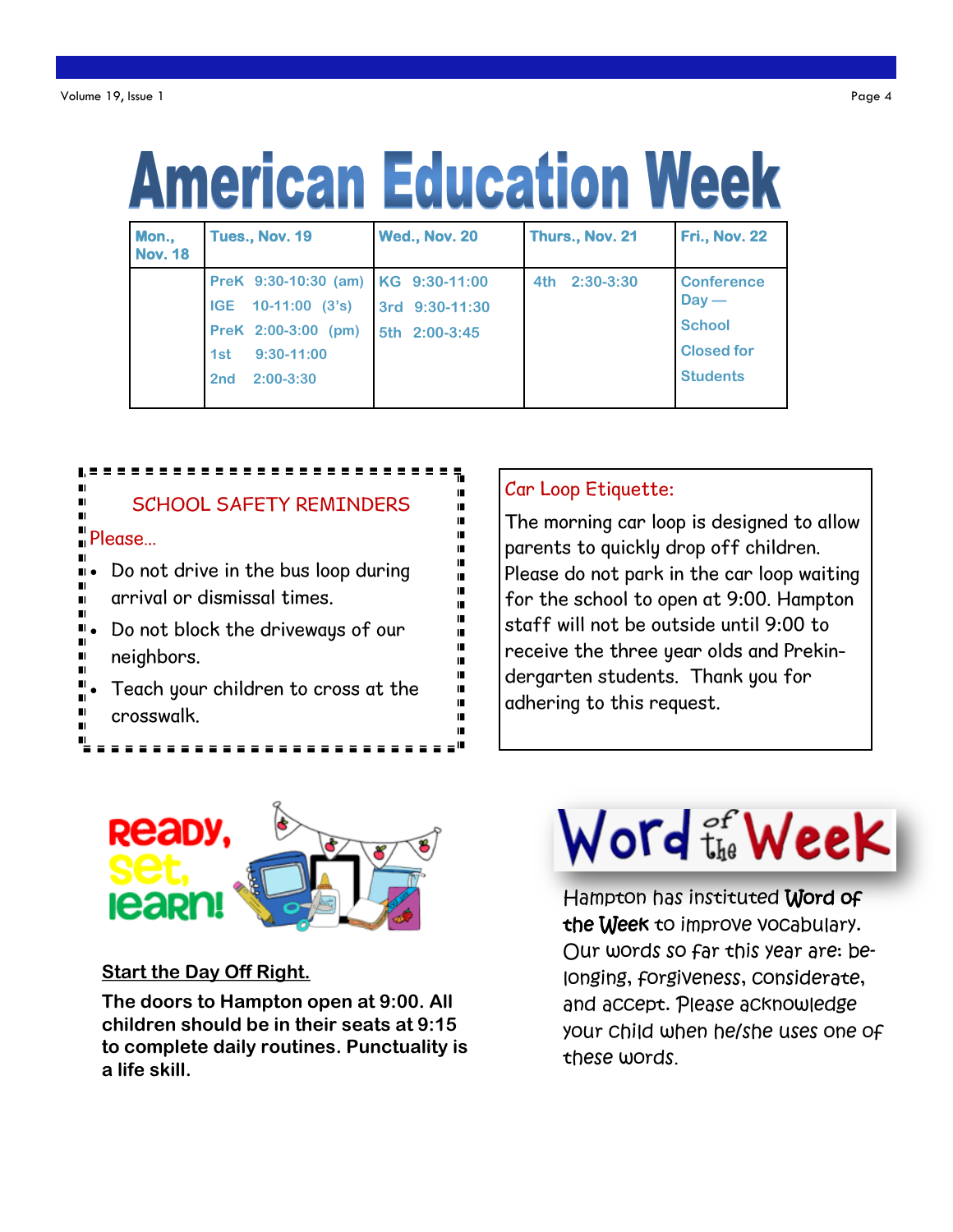# American Education Week

| Mon., Nov. 18 | Tues., Nov. 19 | Wed., Nov. 20 | Thurs., Nov. 21 | Fri., Nov. 22 |
|---|---|---|---|---|
| | PreK 9:30-10:30 (am)<br>IGE 10-11:00 (3's)<br>PreK 2:00-3:00 (pm)<br>1st 9:30-11:00<br>2nd 2:00-3:30 | KG 9:30-11:00<br>3rd 9:30-11:30<br>5th 2:00-3:45 | 4th 2:30-3:30 | Conference Day —<br>School Closed for Students |

## SCHOOL SAFETY REMINDERS

Please…

- Do not drive in the bus loop during arrival or dismissal times.
- Do not block the driveways of our neighbors.
- Teach your children to cross at the crosswalk.

## Car Loop Etiquette:

The morning car loop is designed to allow parents to quickly drop off children. Please do not park in the car loop waiting for the school to open at 9:00. Hampton staff will not be outside until 9:00 to receive the three year olds and Prekindergarten students. Thank you for adhering to this request.

**Ready, set, learn!**

### Start the Day Off Right.

**The doors to Hampton open at 9:00. All children should be in their seats at 9:15 to complete daily routines. Punctuality is a life skill.**

## Word of the Week

Hampton has instituted **Word of the Week** to improve vocabulary. Our words so far this year are: belonging, forgiveness, considerate, and accept. Please acknowledge your child when he/she uses one of these words.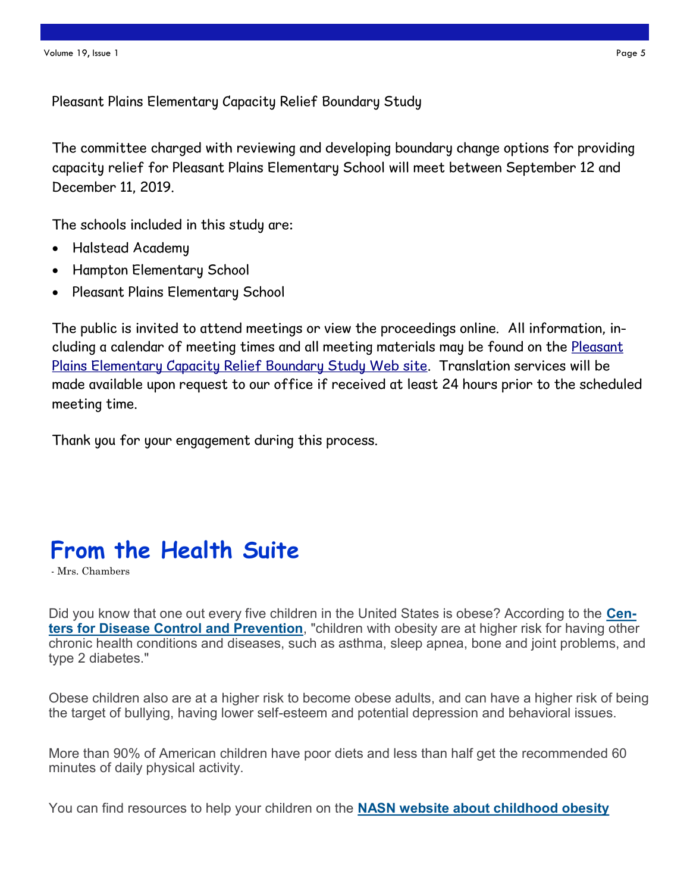## Pleasant Plains Elementary Capacity Relief Boundary Study

The committee charged with reviewing and developing boundary change options for providing capacity relief for Pleasant Plains Elementary School will meet between September 12 and December 11, 2019.

The schools included in this study are:

- Halstead Academy
- Hampton Elementary School
- Pleasant Plains Elementary School

The public is invited to attend meetings or view the proceedings online. All information, including a calendar of meeting times and all meeting materials may be found on the Pleasant Plains Elementary Capacity Relief Boundary Study Web site. Translation services will be made available upon request to our office if received at least 24 hours prior to the scheduled meeting time.

Thank you for your engagement during this process.

# From the Health Suite

- Mrs. Chambers

Did you know that one out every five children in the United States is obese? According to the **Centers for Disease Control and Prevention**, "children with obesity are at higher risk for having other chronic health conditions and diseases, such as asthma, sleep apnea, bone and joint problems, and type 2 diabetes."

Obese children also are at a higher risk to become obese adults, and can have a higher risk of being the target of bullying, having lower self-esteem and potential depression and behavioral issues.

More than 90% of American children have poor diets and less than half get the recommended 60 minutes of daily physical activity.

You can find resources to help your children on the **NASN website about childhood obesity**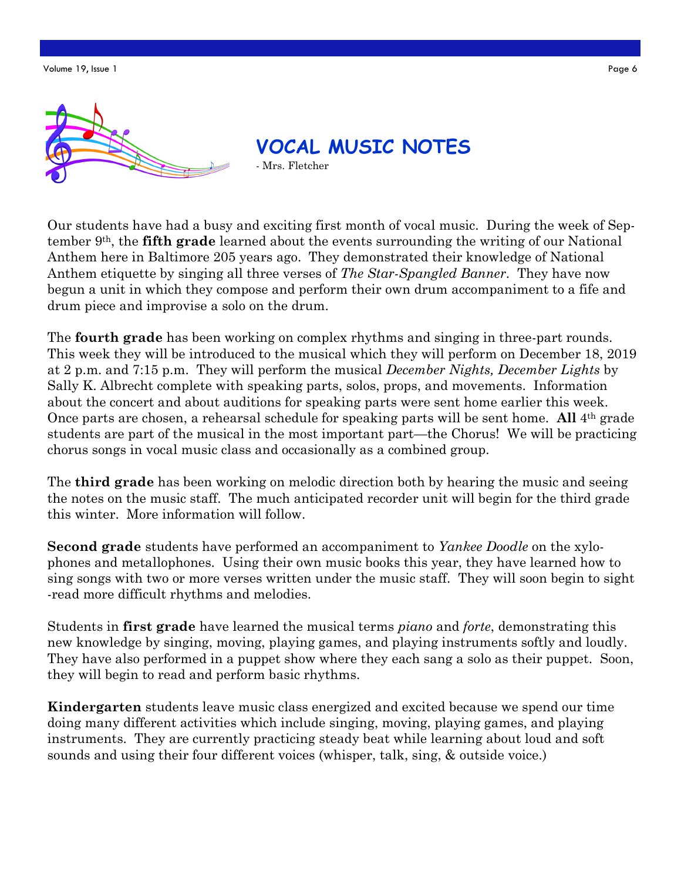# VOCAL MUSIC NOTES

- Mrs. Fletcher

Our students have had a busy and exciting first month of vocal music. During the week of September 9th, the **fifth grade** learned about the events surrounding the writing of our National Anthem here in Baltimore 205 years ago. They demonstrated their knowledge of National Anthem etiquette by singing all three verses of *The Star-Spangled Banner*. They have now begun a unit in which they compose and perform their own drum accompaniment to a fife and drum piece and improvise a solo on the drum.

The **fourth grade** has been working on complex rhythms and singing in three-part rounds. This week they will be introduced to the musical which they will perform on December 18, 2019 at 2 p.m. and 7:15 p.m. They will perform the musical *December Nights, December Lights* by Sally K. Albrecht complete with speaking parts, solos, props, and movements. Information about the concert and about auditions for speaking parts were sent home earlier this week. Once parts are chosen, a rehearsal schedule for speaking parts will be sent home. **All** 4th grade students are part of the musical in the most important part—the Chorus! We will be practicing chorus songs in vocal music class and occasionally as a combined group.

The **third grade** has been working on melodic direction both by hearing the music and seeing the notes on the music staff. The much anticipated recorder unit will begin for the third grade this winter. More information will follow.

**Second grade** students have performed an accompaniment to *Yankee Doodle* on the xylophones and metallophones. Using their own music books this year, they have learned how to sing songs with two or more verses written under the music staff. They will soon begin to sight-read more difficult rhythms and melodies.

Students in **first grade** have learned the musical terms *piano* and *forte*, demonstrating this new knowledge by singing, moving, playing games, and playing instruments softly and loudly. They have also performed in a puppet show where they each sang a solo as their puppet. Soon, they will begin to read and perform basic rhythms.

**Kindergarten** students leave music class energized and excited because we spend our time doing many different activities which include singing, moving, playing games, and playing instruments. They are currently practicing steady beat while learning about loud and soft sounds and using their four different voices (whisper, talk, sing, & outside voice.)